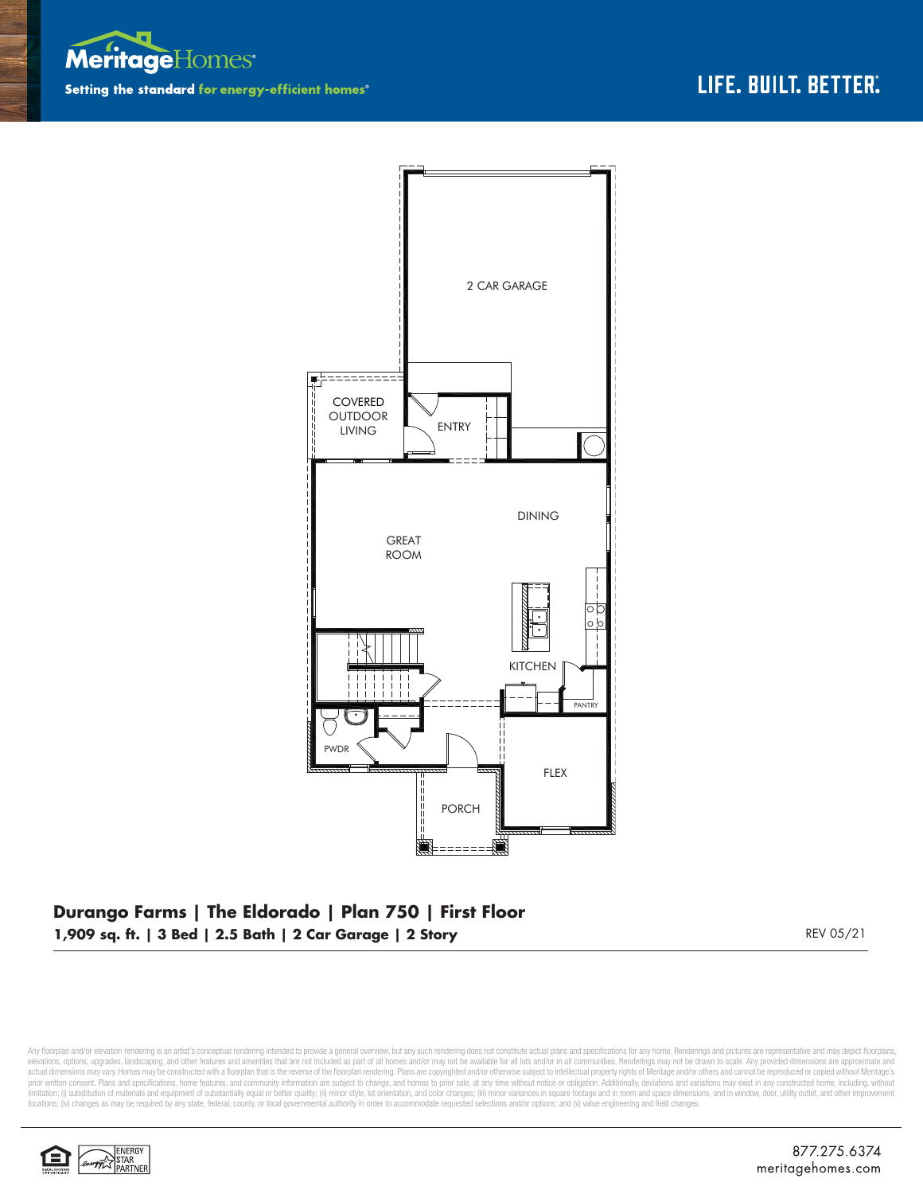MeritageHomes®

Setting the standard for energy-efficient homes®

LIFE. BUILT. BETTER.

2 CAR GARAGE

COVERED OUTDOOR LIVING

ENTRY

DINING

GREAT ROOM

KITCHEN

PANTRY

PWDR

FLEX

PORCH

**Durango Farms | The Eldorado | Plan 750 | First Floor**

**1,909 sq. ft. | 3 Bed | 2.5 Bath | 2 Car Garage | 2 Story**

REV 05/21

Any floorplan and/or elevation rendering is an artist's conceptual rendering intended to provide a general overview, but any such rendering does not constitute actual plans and specifications for any home. Renderings and pictures are representative and may depict floorplans, elevations, options, upgrades, landscaping, and other features and amenities that are not included as part of all homes and/or may not be available for all lots and/or in all communities. Renderings may not be drawn to scale. Any provided dimensions are approximate and actual dimensions may vary. Homes may be constructed with a floorplan that is the reverse of the floorplan rendering. Plans are copyrighted and/or otherwise subject to intellectual property rights of Meritage and/or others and cannot be reproduced or copied without Meritage's prior written consent. Plans and specifications, home features, and community information are subject to change, and homes to prior sale, at any time without notice or obligation. Additionally, deviations and variations may exist in any constructed home, including, without limitation: (i) substitution of materials and equipment of substantially equal or better quality; (ii) minor style, lot orientation, and color changes; (iii) minor variances in square footage and in room and space dimensions, and in window, door, utility outlet, and other improvement locations; (iv) changes as may be required by any state, federal, county, or local governmental authority in order to accommodate requested selections and/or options; and (v) value engineering and field changes.

ENERGY STAR PARTNER

877.275.6374
meritagehomes.com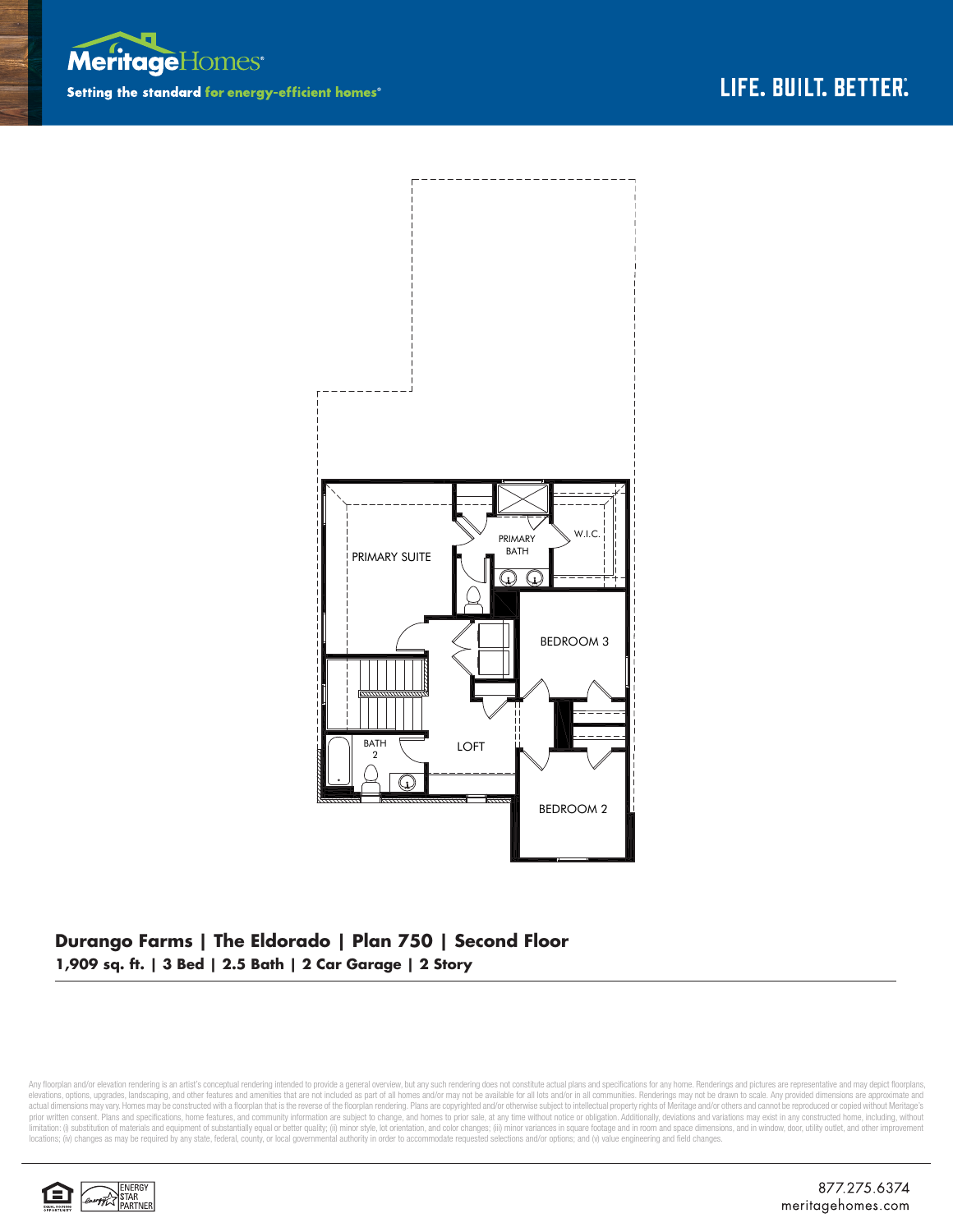Meritage Homes

Setting the standard **for energy-efficient homes**®

LIFE. BUILT. BETTER.®

PRIMARY SUITE

PRIMARY BATH

W.I.C.

BEDROOM 3

LOFT

BATH 2

BEDROOM 2

## Durango Farms | The Eldorado | Plan 750 | Second Floor

**1,909 sq. ft. | 3 Bed | 2.5 Bath | 2 Car Garage | 2 Story**

Any floorplan and/or elevation rendering is an artist's conceptual rendering intended to provide a general overview, but any such rendering does not constitute actual plans and specifications for any home. Renderings and pictures are representative and may depict floorplans, elevations, options, upgrades, landscaping, and other features and amenities that are not included as part of all homes and/or may not be available for all lots and/or in all communities. Renderings may not be drawn to scale. Any provided dimensions are approximate and actual dimensions may vary. Homes may be constructed with a floorplan that is the reverse of the floorplan rendering. Plans are copyrighted and/or otherwise subject to intellectual property rights of Meritage and/or others and cannot be reproduced or copied without Meritage's prior written consent. Plans and specifications, home features, and community information are subject to change, and homes to prior sale, at any time without notice or obligation. Additionally, deviations and variations may exist in any constructed home, including, without limitation: (i) substitution of materials and equipment of substantially equal or better quality; (ii) minor style, lot orientation, and color changes; (iii) minor variances in square footage and in room and space dimensions, and in window, door, utility outlet, and other improvement locations; (iv) changes as may be required by any state, federal, county, or local governmental authority in order to accommodate requested selections and/or options; and (v) value engineering and field changes.

ENERGY STAR PARTNER

877.275.6374
meritagehomes.com